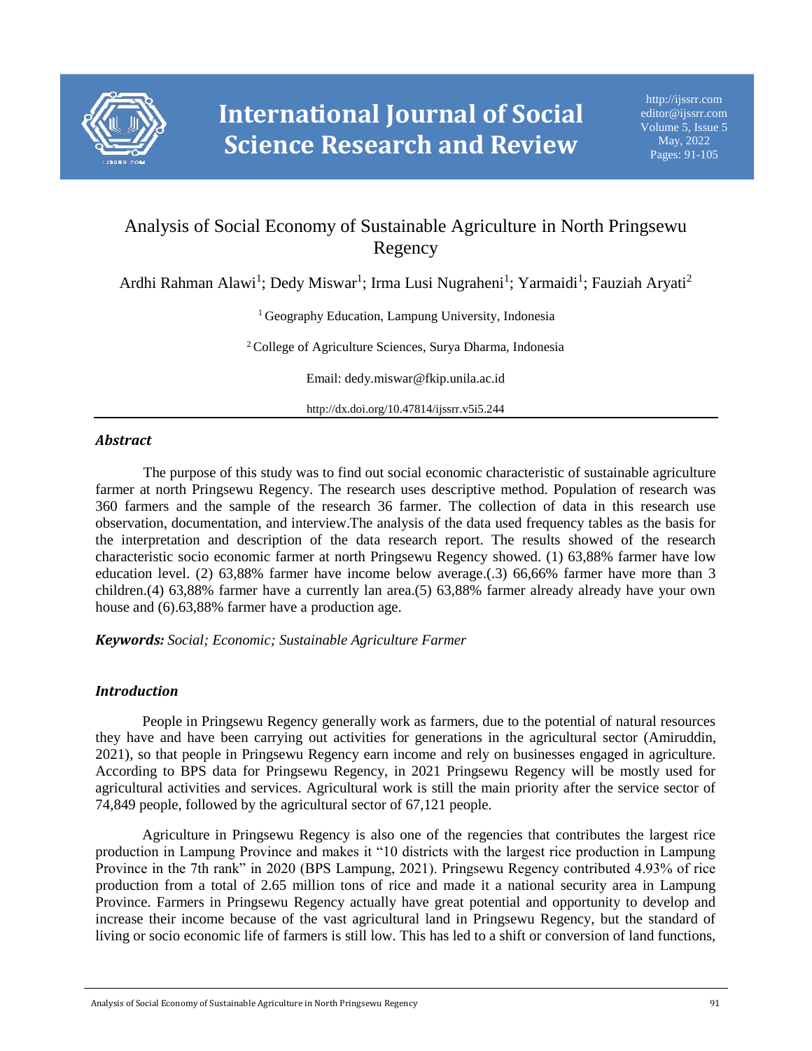# Analysis of Social Economy of Sustainable Agriculture in North Pringsewu Regency

Ardhi Rahman Alawi[1]; Dedy Miswar[1]; Irma Lusi Nugraheni[1]; Yarmaidi[1]; Fauziah Aryati[2]

[1] Geography Education, Lampung University, Indonesia

[2] College of Agriculture Sciences, Surya Dharma, Indonesia

Email: dedy.miswar@fkip.unila.ac.id

http://dx.doi.org/10.47814/ijssrr.v5i5.244

## *Abstract*

The purpose of this study was to find out social economic characteristic of sustainable agriculture farmer at north Pringsewu Regency. The research uses descriptive method. Population of research was 360 farmers and the sample of the research 36 farmer. The collection of data in this research use observation, documentation, and interview.The analysis of the data used frequency tables as the basis for the interpretation and description of the data research report. The results showed of the research characteristic socio economic farmer at north Pringsewu Regency showed. (1) 63,88% farmer have low education level. (2) 63,88% farmer have income below average.(.3) 66,66% farmer have more than 3 children.(4) 63,88% farmer have a currently lan area.(5) 63,88% farmer already already have your own house and (6).63,88% farmer have a production age.

***Keywords:*** *Social; Economic; Sustainable Agriculture Farmer*

## *Introduction*

People in Pringsewu Regency generally work as farmers, due to the potential of natural resources they have and have been carrying out activities for generations in the agricultural sector (Amiruddin, 2021), so that people in Pringsewu Regency earn income and rely on businesses engaged in agriculture. According to BPS data for Pringsewu Regency, in 2021 Pringsewu Regency will be mostly used for agricultural activities and services. Agricultural work is still the main priority after the service sector of 74,849 people, followed by the agricultural sector of 67,121 people.

Agriculture in Pringsewu Regency is also one of the regencies that contributes the largest rice production in Lampung Province and makes it "10 districts with the largest rice production in Lampung Province in the 7th rank" in 2020 (BPS Lampung, 2021). Pringsewu Regency contributed 4.93% of rice production from a total of 2.65 million tons of rice and made it a national security area in Lampung Province. Farmers in Pringsewu Regency actually have great potential and opportunity to develop and increase their income because of the vast agricultural land in Pringsewu Regency, but the standard of living or socio economic life of farmers is still low. This has led to a shift or conversion of land functions,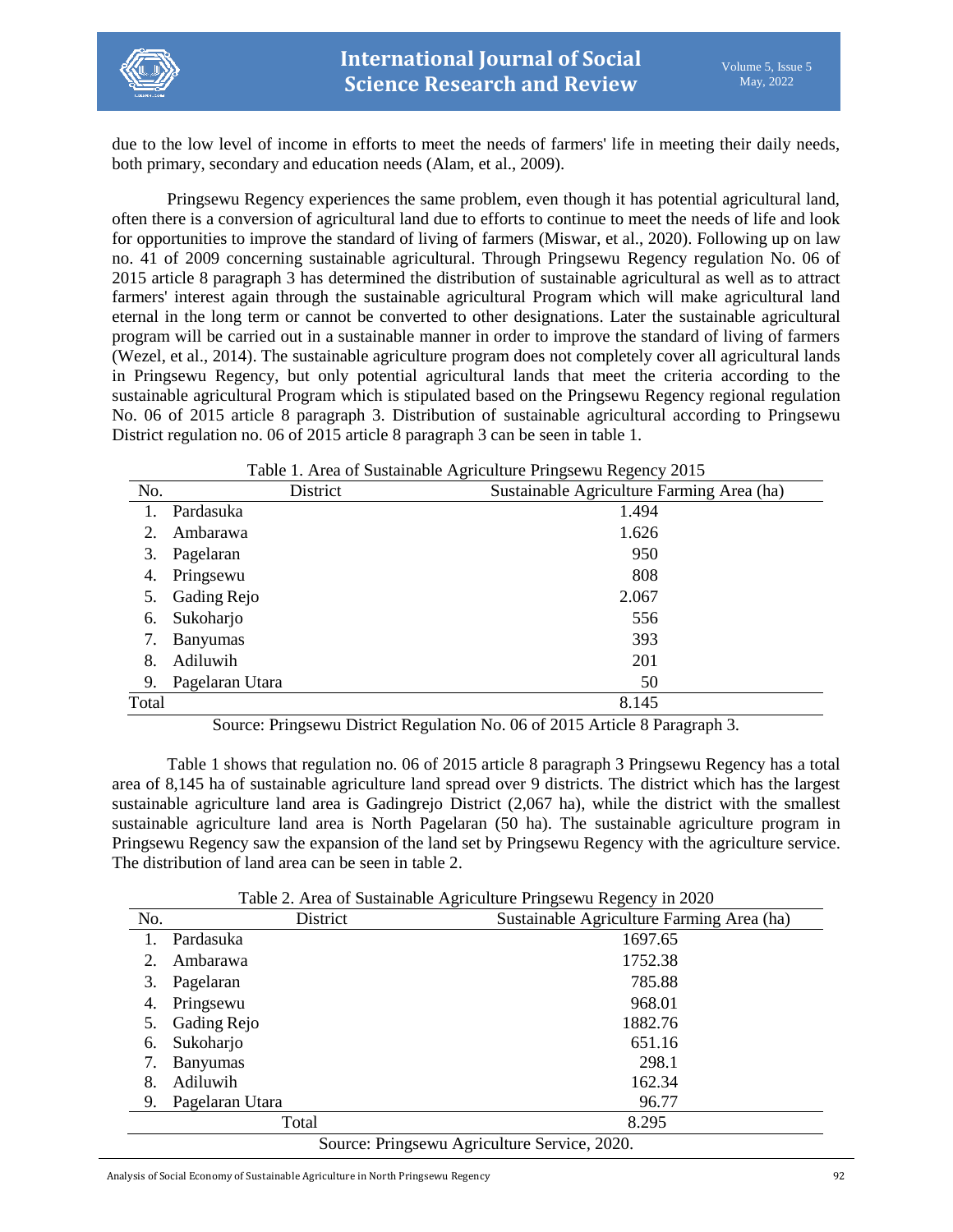due to the low level of income in efforts to meet the needs of farmers' life in meeting their daily needs, both primary, secondary and education needs (Alam, et al., 2009).

Pringsewu Regency experiences the same problem, even though it has potential agricultural land, often there is a conversion of agricultural land due to efforts to continue to meet the needs of life and look for opportunities to improve the standard of living of farmers (Miswar, et al., 2020). Following up on law no. 41 of 2009 concerning sustainable agricultural. Through Pringsewu Regency regulation No. 06 of 2015 article 8 paragraph 3 has determined the distribution of sustainable agricultural as well as to attract farmers' interest again through the sustainable agricultural Program which will make agricultural land eternal in the long term or cannot be converted to other designations. Later the sustainable agricultural program will be carried out in a sustainable manner in order to improve the standard of living of farmers (Wezel, et al., 2014). The sustainable agriculture program does not completely cover all agricultural lands in Pringsewu Regency, but only potential agricultural lands that meet the criteria according to the sustainable agricultural Program which is stipulated based on the Pringsewu Regency regional regulation No. 06 of 2015 article 8 paragraph 3. Distribution of sustainable agricultural according to Pringsewu District regulation no. 06 of 2015 article 8 paragraph 3 can be seen in table 1.

Table 1. Area of Sustainable Agriculture Pringsewu Regency 2015

| No. | District | Sustainable Agriculture Farming Area (ha) |
|---|---|---|
| 1. | Pardasuka | 1.494 |
| 2. | Ambarawa | 1.626 |
| 3. | Pagelaran | 950 |
| 4. | Pringsewu | 808 |
| 5. | Gading Rejo | 2.067 |
| 6. | Sukoharjo | 556 |
| 7. | Banyumas | 393 |
| 8. | Adiluwih | 201 |
| 9. | Pagelaran Utara | 50 |
| Total | | 8.145 |

Source: Pringsewu District Regulation No. 06 of 2015 Article 8 Paragraph 3.

Table 1 shows that regulation no. 06 of 2015 article 8 paragraph 3 Pringsewu Regency has a total area of 8,145 ha of sustainable agriculture land spread over 9 districts. The district which has the largest sustainable agriculture land area is Gadingrejo District (2,067 ha), while the district with the smallest sustainable agriculture land area is North Pagelaran (50 ha). The sustainable agriculture program in Pringsewu Regency saw the expansion of the land set by Pringsewu Regency with the agriculture service. The distribution of land area can be seen in table 2.

Table 2. Area of Sustainable Agriculture Pringsewu Regency in 2020

| No. | District | Sustainable Agriculture Farming Area (ha) |
|---|---|---|
| 1. | Pardasuka | 1697.65 |
| 2. | Ambarawa | 1752.38 |
| 3. | Pagelaran | 785.88 |
| 4. | Pringsewu | 968.01 |
| 5. | Gading Rejo | 1882.76 |
| 6. | Sukoharjo | 651.16 |
| 7. | Banyumas | 298.1 |
| 8. | Adiluwih | 162.34 |
| 9. | Pagelaran Utara | 96.77 |
| | Total | 8.295 |

Source: Pringsewu Agriculture Service, 2020.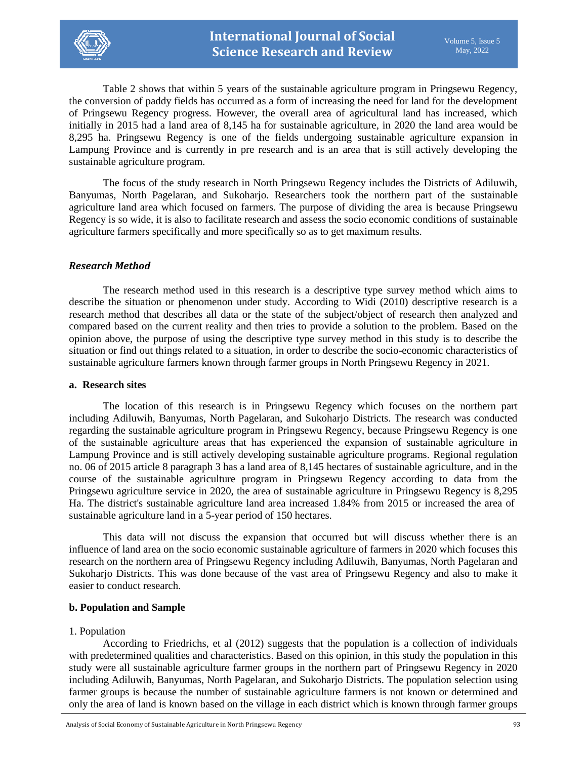Table 2 shows that within 5 years of the sustainable agriculture program in Pringsewu Regency, the conversion of paddy fields has occurred as a form of increasing the need for land for the development of Pringsewu Regency progress. However, the overall area of agricultural land has increased, which initially in 2015 had a land area of 8,145 ha for sustainable agriculture, in 2020 the land area would be 8,295 ha. Pringsewu Regency is one of the fields undergoing sustainable agriculture expansion in Lampung Province and is currently in pre research and is an area that is still actively developing the sustainable agriculture program.

The focus of the study research in North Pringsewu Regency includes the Districts of Adiluwih, Banyumas, North Pagelaran, and Sukoharjo. Researchers took the northern part of the sustainable agriculture land area which focused on farmers. The purpose of dividing the area is because Pringsewu Regency is so wide, it is also to facilitate research and assess the socio economic conditions of sustainable agriculture farmers specifically and more specifically so as to get maximum results.

## *Research Method*

The research method used in this research is a descriptive type survey method which aims to describe the situation or phenomenon under study. According to Widi (2010) descriptive research is a research method that describes all data or the state of the subject/object of research then analyzed and compared based on the current reality and then tries to provide a solution to the problem. Based on the opinion above, the purpose of using the descriptive type survey method in this study is to describe the situation or find out things related to a situation, in order to describe the socio-economic characteristics of sustainable agriculture farmers known through farmer groups in North Pringsewu Regency in 2021.

### a. Research sites

The location of this research is in Pringsewu Regency which focuses on the northern part including Adiluwih, Banyumas, North Pagelaran, and Sukoharjo Districts. The research was conducted regarding the sustainable agriculture program in Pringsewu Regency, because Pringsewu Regency is one of the sustainable agriculture areas that has experienced the expansion of sustainable agriculture in Lampung Province and is still actively developing sustainable agriculture programs. Regional regulation no. 06 of 2015 article 8 paragraph 3 has a land area of 8,145 hectares of sustainable agriculture, and in the course of the sustainable agriculture program in Pringsewu Regency according to data from the Pringsewu agriculture service in 2020, the area of sustainable agriculture in Pringsewu Regency is 8,295 Ha. The district's sustainable agriculture land area increased 1.84% from 2015 or increased the area of sustainable agriculture land in a 5-year period of 150 hectares.

This data will not discuss the expansion that occurred but will discuss whether there is an influence of land area on the socio economic sustainable agriculture of farmers in 2020 which focuses this research on the northern area of Pringsewu Regency including Adiluwih, Banyumas, North Pagelaran and Sukoharjo Districts. This was done because of the vast area of Pringsewu Regency and also to make it easier to conduct research.

### b. Population and Sample

1. Population

According to Friedrichs, et al (2012) suggests that the population is a collection of individuals with predetermined qualities and characteristics. Based on this opinion, in this study the population in this study were all sustainable agriculture farmer groups in the northern part of Pringsewu Regency in 2020 including Adiluwih, Banyumas, North Pagelaran, and Sukoharjo Districts. The population selection using farmer groups is because the number of sustainable agriculture farmers is not known or determined and only the area of land is known based on the village in each district which is known through farmer groups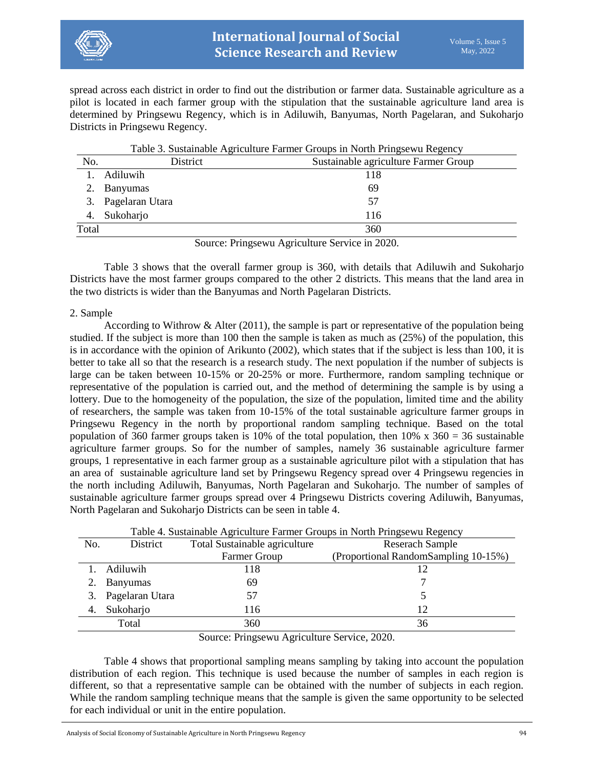spread across each district in order to find out the distribution or farmer data. Sustainable agriculture as a pilot is located in each farmer group with the stipulation that the sustainable agriculture land area is determined by Pringsewu Regency, which is in Adiluwih, Banyumas, North Pagelaran, and Sukoharjo Districts in Pringsewu Regency.

Table 3. Sustainable Agriculture Farmer Groups in North Pringsewu Regency

| No. | District | Sustainable agriculture Farmer Group |
|---|---|---|
| 1. | Adiluwih | 118 |
| 2. | Banyumas | 69 |
| 3. | Pagelaran Utara | 57 |
| 4. | Sukoharjo | 116 |
| Total | | 360 |

Source: Pringsewu Agriculture Service in 2020.

Table 3 shows that the overall farmer group is 360, with details that Adiluwih and Sukoharjo Districts have the most farmer groups compared to the other 2 districts. This means that the land area in the two districts is wider than the Banyumas and North Pagelaran Districts.

2. Sample

According to Withrow & Alter (2011), the sample is part or representative of the population being studied. If the subject is more than 100 then the sample is taken as much as (25%) of the population, this is in accordance with the opinion of Arikunto (2002), which states that if the subject is less than 100, it is better to take all so that the research is a research study. The next population if the number of subjects is large can be taken between 10-15% or 20-25% or more. Furthermore, random sampling technique or representative of the population is carried out, and the method of determining the sample is by using a lottery. Due to the homogeneity of the population, the size of the population, limited time and the ability of researchers, the sample was taken from 10-15% of the total sustainable agriculture farmer groups in Pringsewu Regency in the north by proportional random sampling technique. Based on the total population of 360 farmer groups taken is 10% of the total population, then 10% x 360 = 36 sustainable agriculture farmer groups. So for the number of samples, namely 36 sustainable agriculture farmer groups, 1 representative in each farmer group as a sustainable agriculture pilot with a stipulation that has an area of sustainable agriculture land set by Pringsewu Regency spread over 4 Pringsewu regencies in the north including Adiluwih, Banyumas, North Pagelaran and Sukoharjo. The number of samples of sustainable agriculture farmer groups spread over 4 Pringsewu Districts covering Adiluwih, Banyumas, North Pagelaran and Sukoharjo Districts can be seen in table 4.

Table 4. Sustainable Agriculture Farmer Groups in North Pringsewu Regency

| No. | District | Total Sustainable agriculture Farmer Group | Reserach Sample (Proportional RandomSampling 10-15%) |
|---|---|---|---|
| 1. | Adiluwih | 118 | 12 |
| 2. | Banyumas | 69 | 7 |
| 3. | Pagelaran Utara | 57 | 5 |
| 4. | Sukoharjo | 116 | 12 |
| | Total | 360 | 36 |

Source: Pringsewu Agriculture Service, 2020.

Table 4 shows that proportional sampling means sampling by taking into account the population distribution of each region. This technique is used because the number of samples in each region is different, so that a representative sample can be obtained with the number of subjects in each region. While the random sampling technique means that the sample is given the same opportunity to be selected for each individual or unit in the entire population.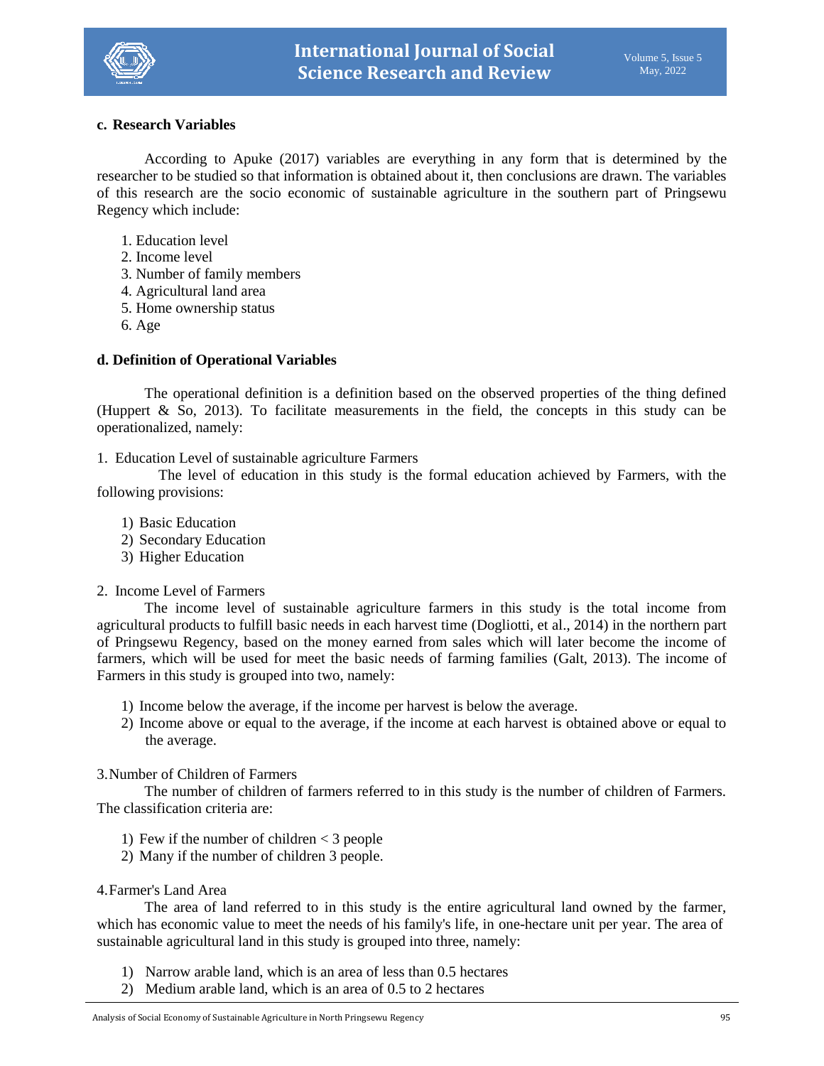**c. Research Variables**

According to Apuke (2017) variables are everything in any form that is determined by the researcher to be studied so that information is obtained about it, then conclusions are drawn. The variables of this research are the socio economic of sustainable agriculture in the southern part of Pringsewu Regency which include:

1. Education level
2. Income level
3. Number of family members
4. Agricultural land area
5. Home ownership status
6. Age

**d. Definition of Operational Variables**

The operational definition is a definition based on the observed properties of the thing defined (Huppert & So, 2013). To facilitate measurements in the field, the concepts in this study can be operationalized, namely:

1. Education Level of sustainable agriculture Farmers

The level of education in this study is the formal education achieved by Farmers, with the following provisions:

1) Basic Education
2) Secondary Education
3) Higher Education

2. Income Level of Farmers

The income level of sustainable agriculture farmers in this study is the total income from agricultural products to fulfill basic needs in each harvest time (Dogliotti, et al., 2014) in the northern part of Pringsewu Regency, based on the money earned from sales which will later become the income of farmers, which will be used for meet the basic needs of farming families (Galt, 2013). The income of Farmers in this study is grouped into two, namely:

1) Income below the average, if the income per harvest is below the average.
2) Income above or equal to the average, if the income at each harvest is obtained above or equal to the average.

3. Number of Children of Farmers

The number of children of farmers referred to in this study is the number of children of Farmers. The classification criteria are:

1) Few if the number of children < 3 people
2) Many if the number of children 3 people.

4. Farmer's Land Area

The area of land referred to in this study is the entire agricultural land owned by the farmer, which has economic value to meet the needs of his family's life, in one-hectare unit per year. The area of sustainable agricultural land in this study is grouped into three, namely:

1) Narrow arable land, which is an area of less than 0.5 hectares
2) Medium arable land, which is an area of 0.5 to 2 hectares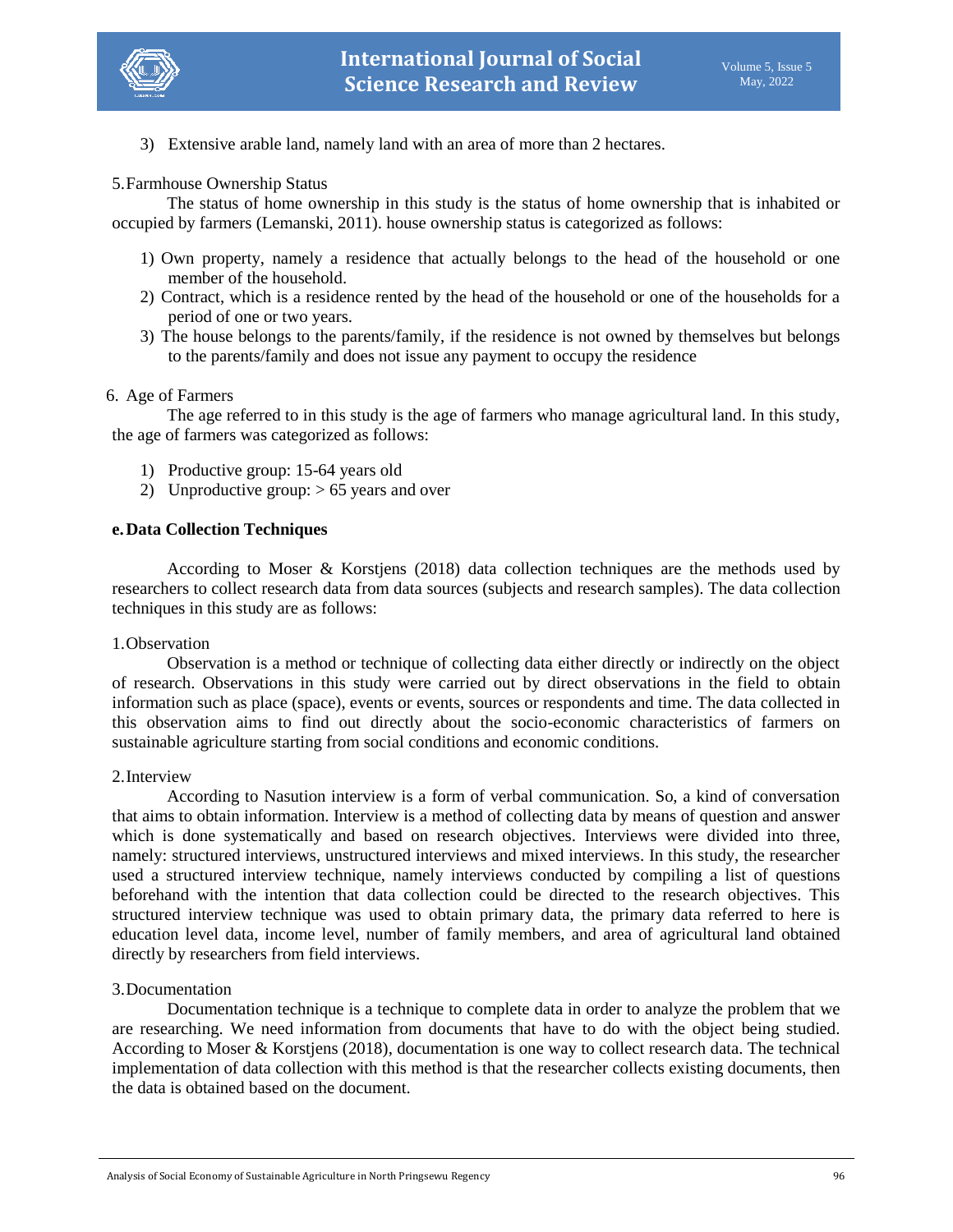3) Extensive arable land, namely land with an area of more than 2 hectares.

5. Farmhouse Ownership Status

The status of home ownership in this study is the status of home ownership that is inhabited or occupied by farmers (Lemanski, 2011). house ownership status is categorized as follows:

1) Own property, namely a residence that actually belongs to the head of the household or one member of the household.
2) Contract, which is a residence rented by the head of the household or one of the households for a period of one or two years.
3) The house belongs to the parents/family, if the residence is not owned by themselves but belongs to the parents/family and does not issue any payment to occupy the residence

6. Age of Farmers

The age referred to in this study is the age of farmers who manage agricultural land. In this study, the age of farmers was categorized as follows:

1) Productive group: 15-64 years old
2) Unproductive group: > 65 years and over

**e. Data Collection Techniques**

According to Moser & Korstjens (2018) data collection techniques are the methods used by researchers to collect research data from data sources (subjects and research samples). The data collection techniques in this study are as follows:

1. Observation

Observation is a method or technique of collecting data either directly or indirectly on the object of research. Observations in this study were carried out by direct observations in the field to obtain information such as place (space), events or events, sources or respondents and time. The data collected in this observation aims to find out directly about the socio-economic characteristics of farmers on sustainable agriculture starting from social conditions and economic conditions.

2. Interview

According to Nasution interview is a form of verbal communication. So, a kind of conversation that aims to obtain information. Interview is a method of collecting data by means of question and answer which is done systematically and based on research objectives. Interviews were divided into three, namely: structured interviews, unstructured interviews and mixed interviews. In this study, the researcher used a structured interview technique, namely interviews conducted by compiling a list of questions beforehand with the intention that data collection could be directed to the research objectives. This structured interview technique was used to obtain primary data, the primary data referred to here is education level data, income level, number of family members, and area of agricultural land obtained directly by researchers from field interviews.

3. Documentation

Documentation technique is a technique to complete data in order to analyze the problem that we are researching. We need information from documents that have to do with the object being studied. According to Moser & Korstjens (2018), documentation is one way to collect research data. The technical implementation of data collection with this method is that the researcher collects existing documents, then the data is obtained based on the document.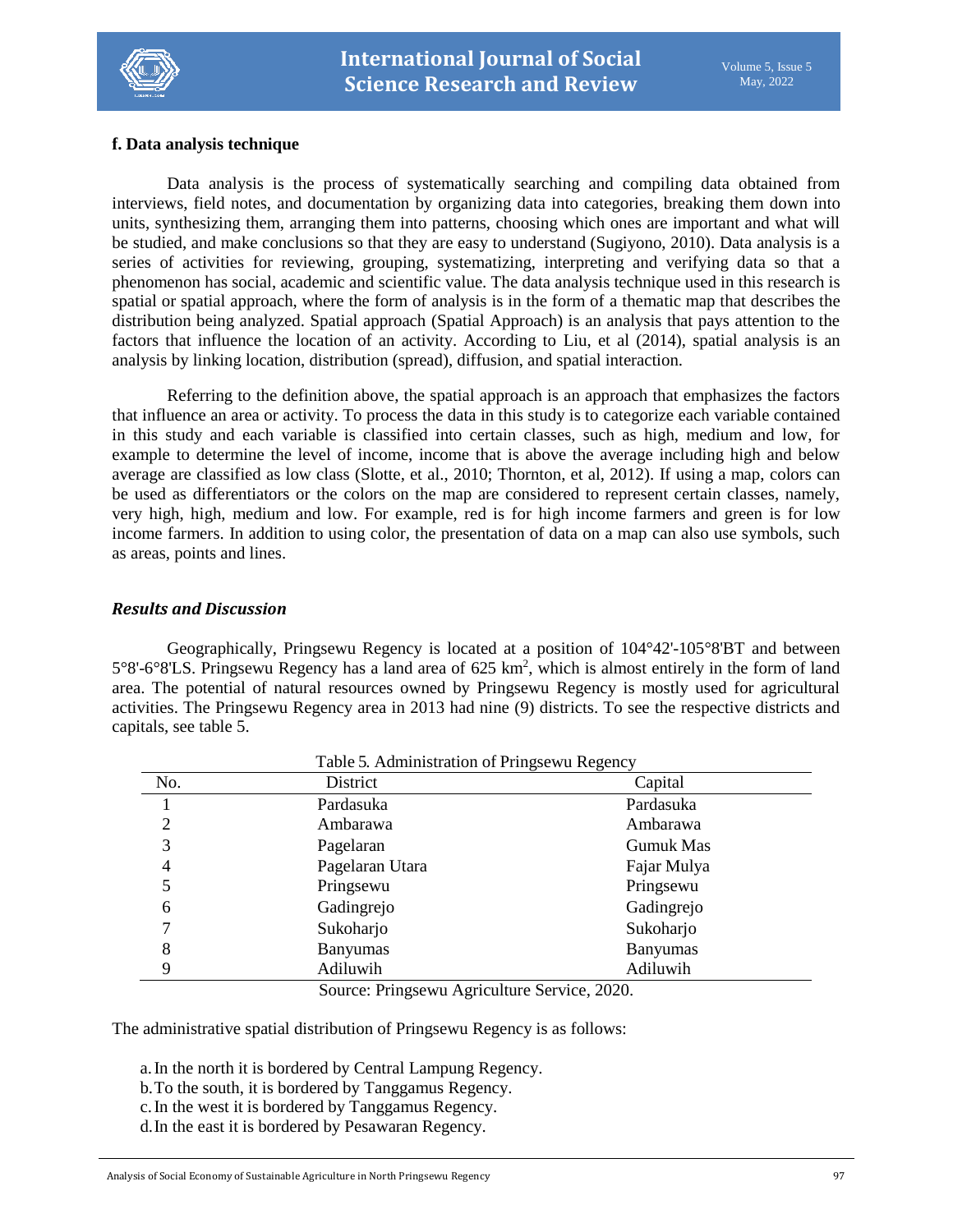**f. Data analysis technique**

Data analysis is the process of systematically searching and compiling data obtained from interviews, field notes, and documentation by organizing data into categories, breaking them down into units, synthesizing them, arranging them into patterns, choosing which ones are important and what will be studied, and make conclusions so that they are easy to understand (Sugiyono, 2010). Data analysis is a series of activities for reviewing, grouping, systematizing, interpreting and verifying data so that a phenomenon has social, academic and scientific value. The data analysis technique used in this research is spatial or spatial approach, where the form of analysis is in the form of a thematic map that describes the distribution being analyzed. Spatial approach (Spatial Approach) is an analysis that pays attention to the factors that influence the location of an activity. According to Liu, et al (2014), spatial analysis is an analysis by linking location, distribution (spread), diffusion, and spatial interaction.

Referring to the definition above, the spatial approach is an approach that emphasizes the factors that influence an area or activity. To process the data in this study is to categorize each variable contained in this study and each variable is classified into certain classes, such as high, medium and low, for example to determine the level of income, income that is above the average including high and below average are classified as low class (Slotte, et al., 2010; Thornton, et al, 2012). If using a map, colors can be used as differentiators or the colors on the map are considered to represent certain classes, namely, very high, high, medium and low. For example, red is for high income farmers and green is for low income farmers. In addition to using color, the presentation of data on a map can also use symbols, such as areas, points and lines.

## *Results and Discussion*

Geographically, Pringsewu Regency is located at a position of 104°42'-105°8'BT and between 5°8'-6°8'LS. Pringsewu Regency has a land area of 625 $km^2$, which is almost entirely in the form of land area. The potential of natural resources owned by Pringsewu Regency is mostly used for agricultural activities. The Pringsewu Regency area in 2013 had nine (9) districts. To see the respective districts and capitals, see table 5.

Table 5. Administration of Pringsewu Regency

| No. | District | Capital |
|---|---|---|
| 1 | Pardasuka | Pardasuka |
| 2 | Ambarawa | Ambarawa |
| 3 | Pagelaran | Gumuk Mas |
| 4 | Pagelaran Utara | Fajar Mulya |
| 5 | Pringsewu | Pringsewu |
| 6 | Gadingrejo | Gadingrejo |
| 7 | Sukoharjo | Sukoharjo |
| 8 | Banyumas | Banyumas |
| 9 | Adiluwih | Adiluwih |

Source: Pringsewu Agriculture Service, 2020.

The administrative spatial distribution of Pringsewu Regency is as follows:

a. In the north it is bordered by Central Lampung Regency.
b. To the south, it is bordered by Tanggamus Regency.
c. In the west it is bordered by Tanggamus Regency.
d. In the east it is bordered by Pesawaran Regency.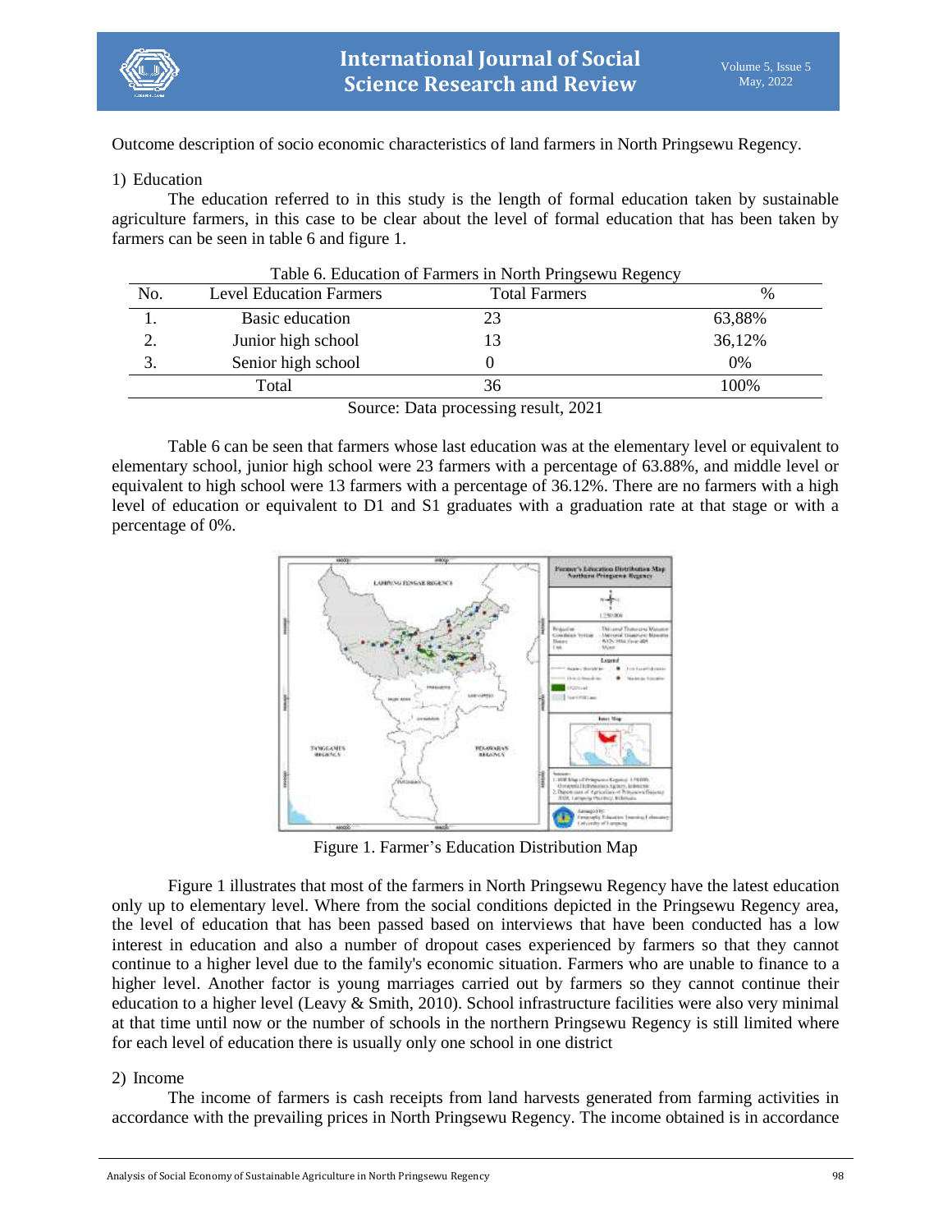Outcome description of socio economic characteristics of land farmers in North Pringsewu Regency.

1) Education

The education referred to in this study is the length of formal education taken by sustainable agriculture farmers, in this case to be clear about the level of formal education that has been taken by farmers can be seen in table 6 and figure 1.

Table 6. Education of Farmers in North Pringsewu Regency

| No. | Level Education Farmers | Total Farmers | % |
|---|---|---|---|
| 1. | Basic education | 23 | 63,88% |
| 2. | Junior high school | 13 | 36,12% |
| 3. | Senior high school | 0 | 0% |
| | Total | 36 | 100% |

Source: Data processing result, 2021

Table 6 can be seen that farmers whose last education was at the elementary level or equivalent to elementary school, junior high school were 23 farmers with a percentage of 63.88%, and middle level or equivalent to high school were 13 farmers with a percentage of 36.12%. There are no farmers with a high level of education or equivalent to D1 and S1 graduates with a graduation rate at that stage or with a percentage of 0%.

Figure 1. Farmer's Education Distribution Map

Figure 1 illustrates that most of the farmers in North Pringsewu Regency have the latest education only up to elementary level. Where from the social conditions depicted in the Pringsewu Regency area, the level of education that has been passed based on interviews that have been conducted has a low interest in education and also a number of dropout cases experienced by farmers so that they cannot continue to a higher level due to the family's economic situation. Farmers who are unable to finance to a higher level. Another factor is young marriages carried out by farmers so they cannot continue their education to a higher level (Leavy & Smith, 2010). School infrastructure facilities were also very minimal at that time until now or the number of schools in the northern Pringsewu Regency is still limited where for each level of education there is usually only one school in one district

2) Income

The income of farmers is cash receipts from land harvests generated from farming activities in accordance with the prevailing prices in North Pringsewu Regency. The income obtained is in accordance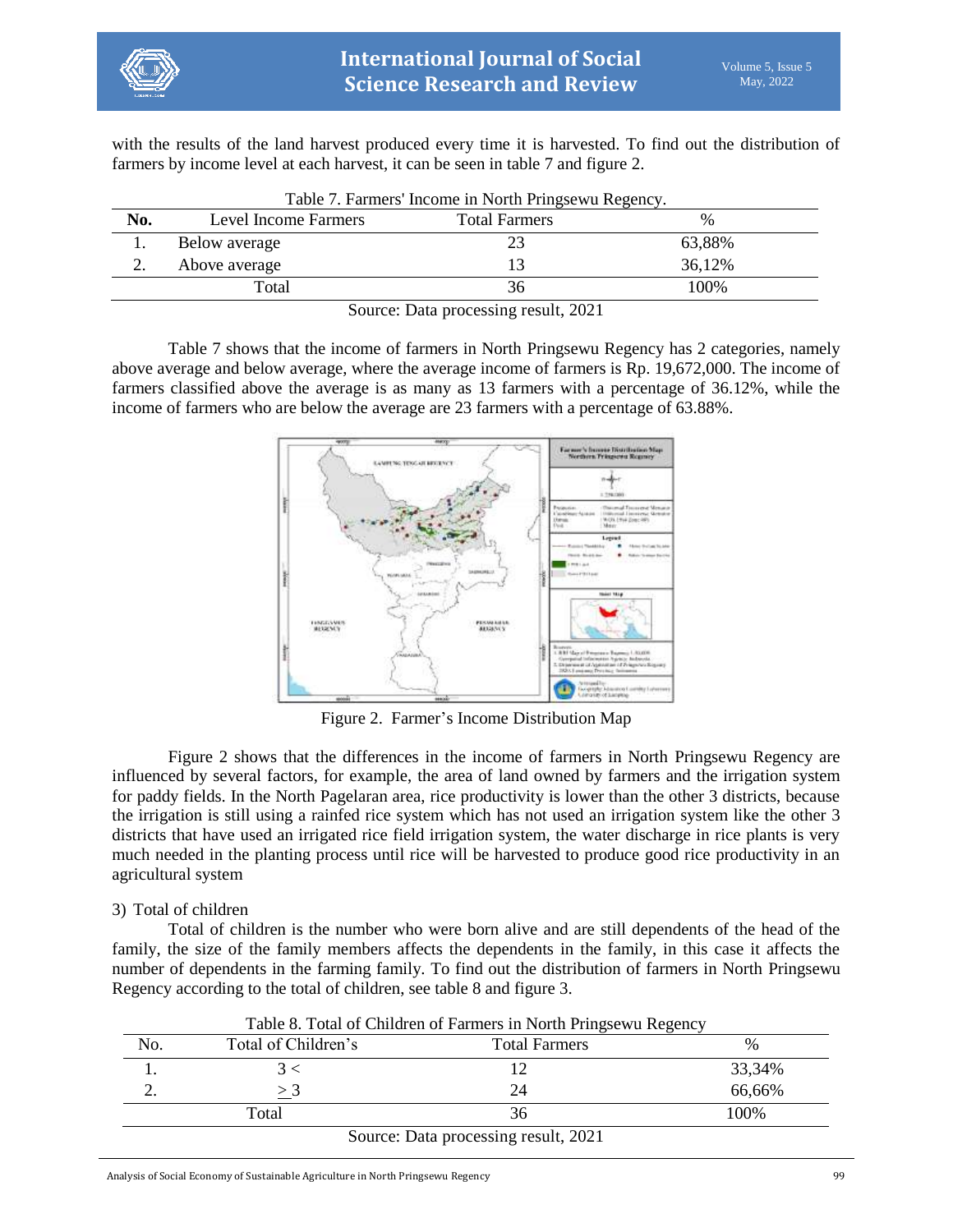with the results of the land harvest produced every time it is harvested. To find out the distribution of farmers by income level at each harvest, it can be seen in table 7 and figure 2.

Table 7. Farmers' Income in North Pringsewu Regency.

| No. | Level Income Farmers | Total Farmers | % |
|---|---|---|---|
| 1. | Below average | 23 | 63,88% |
| 2. | Above average | 13 | 36,12% |
| | Total | 36 | 100% |

Source: Data processing result, 2021

Table 7 shows that the income of farmers in North Pringsewu Regency has 2 categories, namely above average and below average, where the average income of farmers is Rp. 19,672,000. The income of farmers classified above the average is as many as 13 farmers with a percentage of 36.12%, while the income of farmers who are below the average are 23 farmers with a percentage of 63.88%.

Figure 2. Farmer's Income Distribution Map

Figure 2 shows that the differences in the income of farmers in North Pringsewu Regency are influenced by several factors, for example, the area of land owned by farmers and the irrigation system for paddy fields. In the North Pagelaran area, rice productivity is lower than the other 3 districts, because the irrigation is still using a rainfed rice system which has not used an irrigation system like the other 3 districts that have used an irrigated rice field irrigation system, the water discharge in rice plants is very much needed in the planting process until rice will be harvested to produce good rice productivity in an agricultural system

3) Total of children

Total of children is the number who were born alive and are still dependents of the head of the family, the size of the family members affects the dependents in the family, in this case it affects the number of dependents in the farming family. To find out the distribution of farmers in North Pringsewu Regency according to the total of children, see table 8 and figure 3.

Table 8. Total of Children of Farmers in North Pringsewu Regency

| No. | Total of Children's | Total Farmers | % |
|---|---|---|---|
| 1. | 3 < | 12 | 33,34% |
| 2. | ≥ 3 | 24 | 66,66% |
| | Total | 36 | 100% |

Source: Data processing result, 2021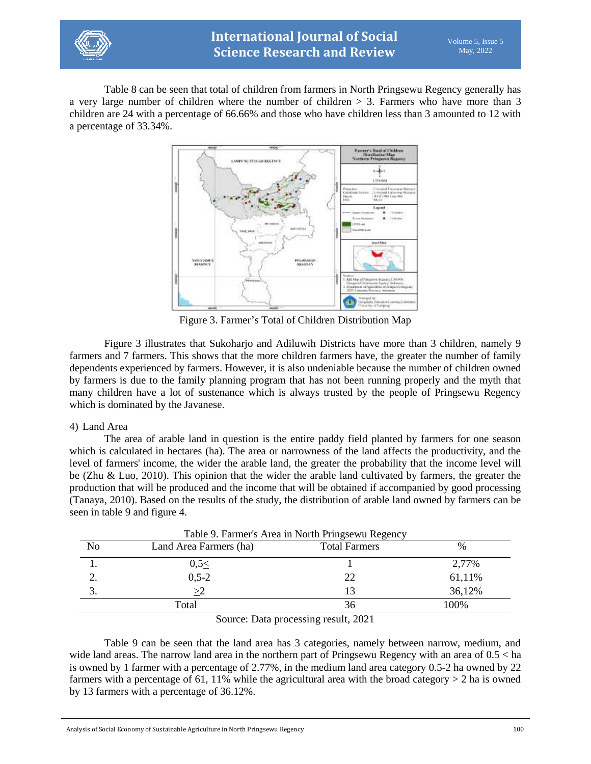Table 8 can be seen that total of children from farmers in North Pringsewu Regency generally has a very large number of children where the number of children > 3. Farmers who have more than 3 children are 24 with a percentage of 66.66% and those who have children less than 3 amounted to 12 with a percentage of 33.34%.

Figure 3. Farmer's Total of Children Distribution Map

Figure 3 illustrates that Sukoharjo and Adiluwih Districts have more than 3 children, namely 9 farmers and 7 farmers. This shows that the more children farmers have, the greater the number of family dependents experienced by farmers. However, it is also undeniable because the number of children owned by farmers is due to the family planning program that has not been running properly and the myth that many children have a lot of sustenance which is always trusted by the people of Pringsewu Regency which is dominated by the Javanese.

4) Land Area

The area of arable land in question is the entire paddy field planted by farmers for one season which is calculated in hectares (ha). The area or narrowness of the land affects the productivity, and the level of farmers' income, the wider the arable land, the greater the probability that the income level will be (Zhu & Luo, 2010). This opinion that the wider the arable land cultivated by farmers, the greater the production that will be produced and the income that will be obtained if accompanied by good processing (Tanaya, 2010). Based on the results of the study, the distribution of arable land owned by farmers can be seen in table 9 and figure 4.

Table 9. Farmer's Area in North Pringsewu Regency

| No | Land Area Farmers (ha) | Total Farmers | % |
|---|---|---|---|
| 1. | 0,5≤ | 1 | 2,77% |
| 2. | 0,5-2 | 22 | 61,11% |
| 3. | ≥2 | 13 | 36,12% |
| | Total | 36 | 100% |

Source: Data processing result, 2021

Table 9 can be seen that the land area has 3 categories, namely between narrow, medium, and wide land areas. The narrow land area in the northern part of Pringsewu Regency with an area of 0.5 < ha is owned by 1 farmer with a percentage of 2.77%, in the medium land area category 0.5-2 ha owned by 22 farmers with a percentage of 61, 11% while the agricultural area with the broad category > 2 ha is owned by 13 farmers with a percentage of 36.12%.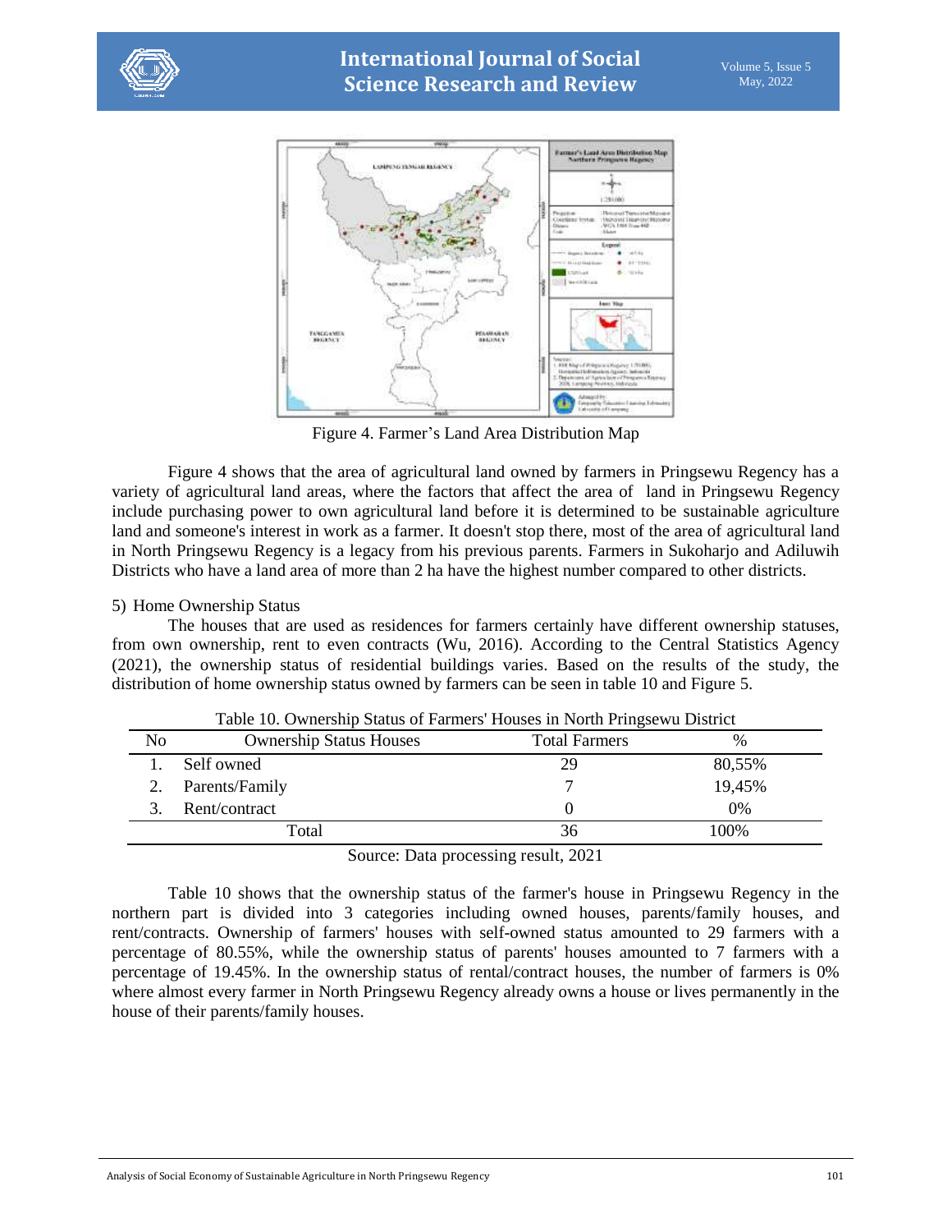Figure 4. Farmer's Land Area Distribution Map

Figure 4 shows that the area of agricultural land owned by farmers in Pringsewu Regency has a variety of agricultural land areas, where the factors that affect the area of land in Pringsewu Regency include purchasing power to own agricultural land before it is determined to be sustainable agriculture land and someone's interest in work as a farmer. It doesn't stop there, most of the area of agricultural land in North Pringsewu Regency is a legacy from his previous parents. Farmers in Sukoharjo and Adiluwih Districts who have a land area of more than 2 ha have the highest number compared to other districts.

5) Home Ownership Status

The houses that are used as residences for farmers certainly have different ownership statuses, from own ownership, rent to even contracts (Wu, 2016). According to the Central Statistics Agency (2021), the ownership status of residential buildings varies. Based on the results of the study, the distribution of home ownership status owned by farmers can be seen in table 10 and Figure 5.

Table 10. Ownership Status of Farmers' Houses in North Pringsewu District

| No | Ownership Status Houses | Total Farmers | % |
|---|---|---|---|
| 1. | Self owned | 29 | 80,55% |
| 2. | Parents/Family | 7 | 19,45% |
| 3. | Rent/contract | 0 | 0% |
| | Total | 36 | 100% |

Source: Data processing result, 2021

Table 10 shows that the ownership status of the farmer's house in Pringsewu Regency in the northern part is divided into 3 categories including owned houses, parents/family houses, and rent/contracts. Ownership of farmers' houses with self-owned status amounted to 29 farmers with a percentage of 80.55%, while the ownership status of parents' houses amounted to 7 farmers with a percentage of 19.45%. In the ownership status of rental/contract houses, the number of farmers is 0% where almost every farmer in North Pringsewu Regency already owns a house or lives permanently in the house of their parents/family houses.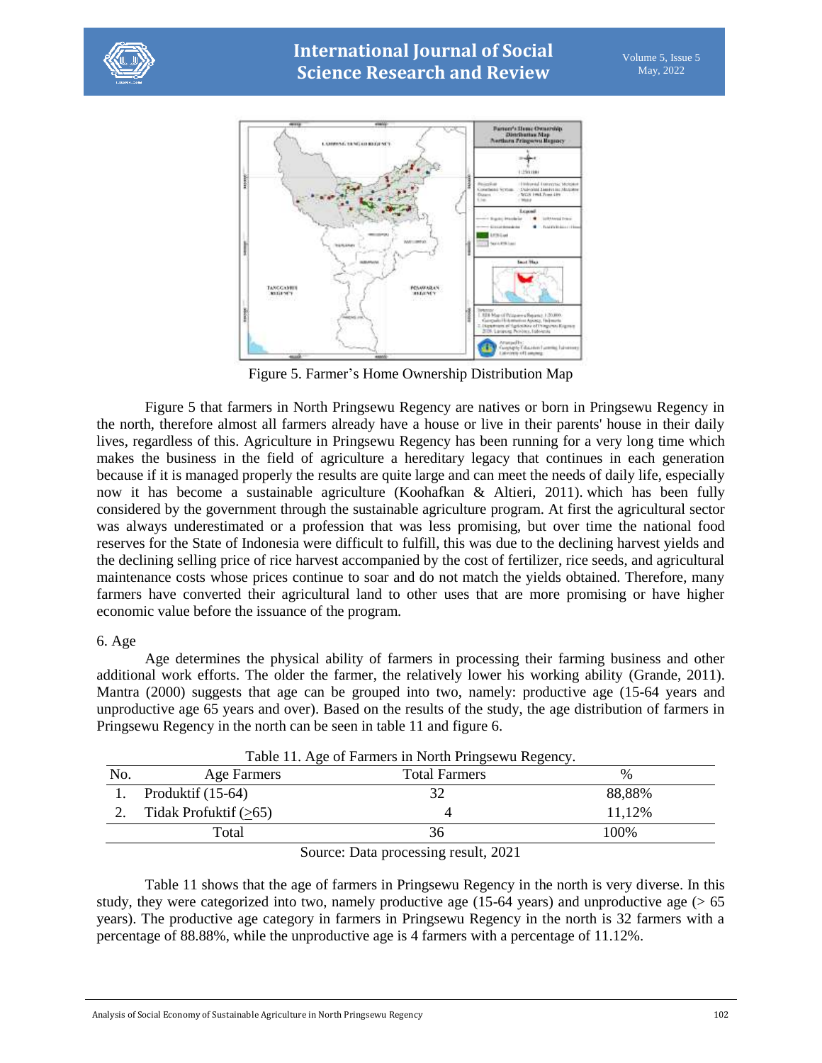Figure 5. Farmer's Home Ownership Distribution Map

Figure 5 that farmers in North Pringsewu Regency are natives or born in Pringsewu Regency in the north, therefore almost all farmers already have a house or live in their parents' house in their daily lives, regardless of this. Agriculture in Pringsewu Regency has been running for a very long time which makes the business in the field of agriculture a hereditary legacy that continues in each generation because if it is managed properly the results are quite large and can meet the needs of daily life, especially now it has become a sustainable agriculture (Koohafkan & Altieri, 2011). which has been fully considered by the government through the sustainable agriculture program. At first the agricultural sector was always underestimated or a profession that was less promising, but over time the national food reserves for the State of Indonesia were difficult to fulfill, this was due to the declining harvest yields and the declining selling price of rice harvest accompanied by the cost of fertilizer, rice seeds, and agricultural maintenance costs whose prices continue to soar and do not match the yields obtained. Therefore, many farmers have converted their agricultural land to other uses that are more promising or have higher economic value before the issuance of the program.

6. Age

Age determines the physical ability of farmers in processing their farming business and other additional work efforts. The older the farmer, the relatively lower his working ability (Grande, 2011). Mantra (2000) suggests that age can be grouped into two, namely: productive age (15-64 years and unproductive age 65 years and over). Based on the results of the study, the age distribution of farmers in Pringsewu Regency in the north can be seen in table 11 and figure 6.

Table 11. Age of Farmers in North Pringsewu Regency.

| No. | Age Farmers | Total Farmers | % |
|---|---|---|---|
| 1. | Produktif (15-64) | 32 | 88,88% |
| 2. | Tidak Profuktif (≥65) | 4 | 11,12% |
| | Total | 36 | 100% |

Source: Data processing result, 2021

Table 11 shows that the age of farmers in Pringsewu Regency in the north is very diverse. In this study, they were categorized into two, namely productive age (15-64 years) and unproductive age (> 65 years). The productive age category in farmers in Pringsewu Regency in the north is 32 farmers with a percentage of 88.88%, while the unproductive age is 4 farmers with a percentage of 11.12%.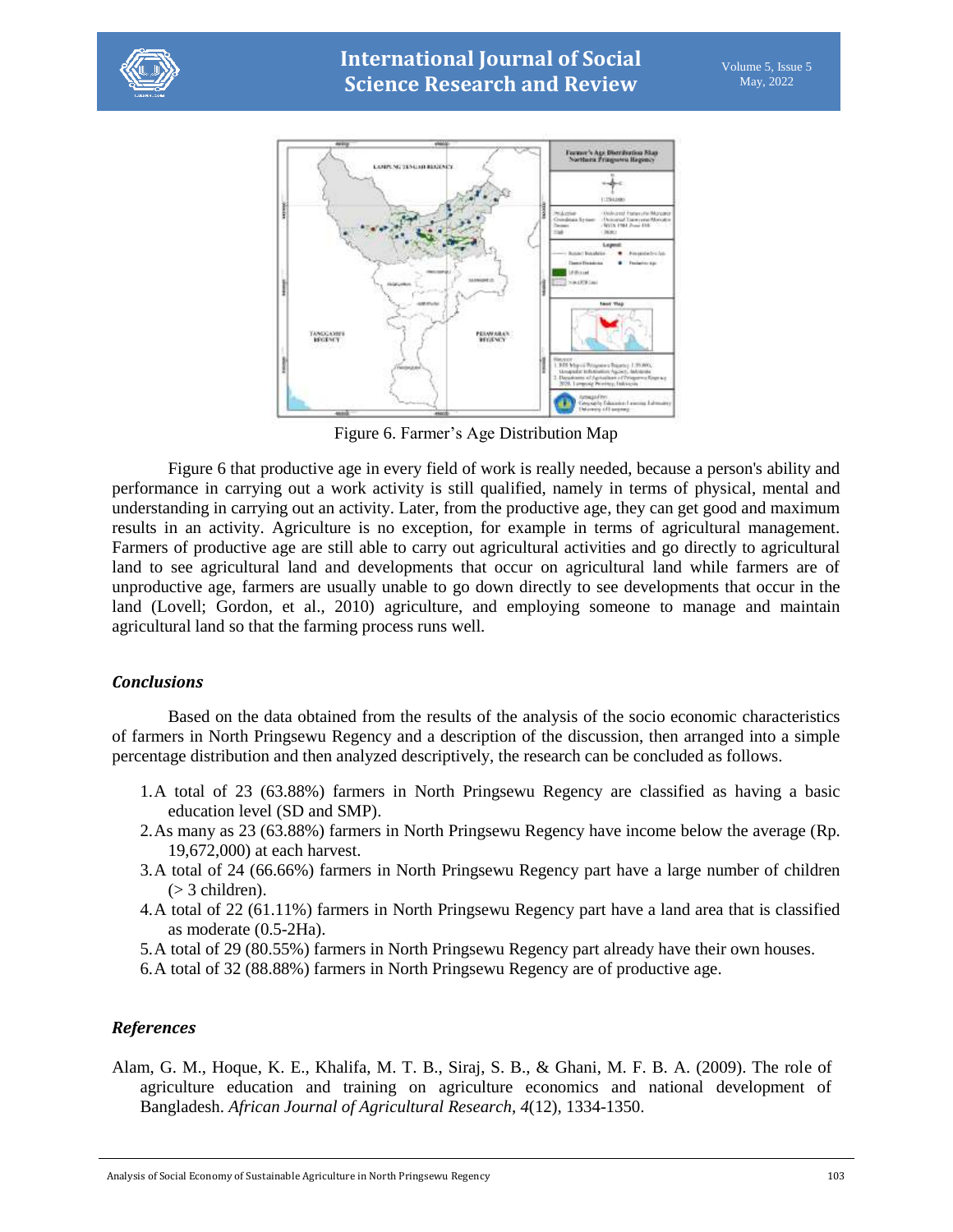Figure 6. Farmer's Age Distribution Map

Figure 6 that productive age in every field of work is really needed, because a person's ability and performance in carrying out a work activity is still qualified, namely in terms of physical, mental and understanding in carrying out an activity. Later, from the productive age, they can get good and maximum results in an activity. Agriculture is no exception, for example in terms of agricultural management. Farmers of productive age are still able to carry out agricultural activities and go directly to agricultural land to see agricultural land and developments that occur on agricultural land while farmers are of unproductive age, farmers are usually unable to go down directly to see developments that occur in the land (Lovell; Gordon, et al., 2010) agriculture, and employing someone to manage and maintain agricultural land so that the farming process runs well.

## *Conclusions*

Based on the data obtained from the results of the analysis of the socio economic characteristics of farmers in North Pringsewu Regency and a description of the discussion, then arranged into a simple percentage distribution and then analyzed descriptively, the research can be concluded as follows.

1. A total of 23 (63.88%) farmers in North Pringsewu Regency are classified as having a basic education level (SD and SMP).
2. As many as 23 (63.88%) farmers in North Pringsewu Regency have income below the average (Rp. 19,672,000) at each harvest.
3. A total of 24 (66.66%) farmers in North Pringsewu Regency part have a large number of children (> 3 children).
4. A total of 22 (61.11%) farmers in North Pringsewu Regency part have a land area that is classified as moderate (0.5-2Ha).
5. A total of 29 (80.55%) farmers in North Pringsewu Regency part already have their own houses.
6. A total of 32 (88.88%) farmers in North Pringsewu Regency are of productive age.

## *References*

Alam, G. M., Hoque, K. E., Khalifa, M. T. B., Siraj, S. B., & Ghani, M. F. B. A. (2009). The role of agriculture education and training on agriculture economics and national development of Bangladesh. *African Journal of Agricultural Research*, *4*(12), 1334-1350.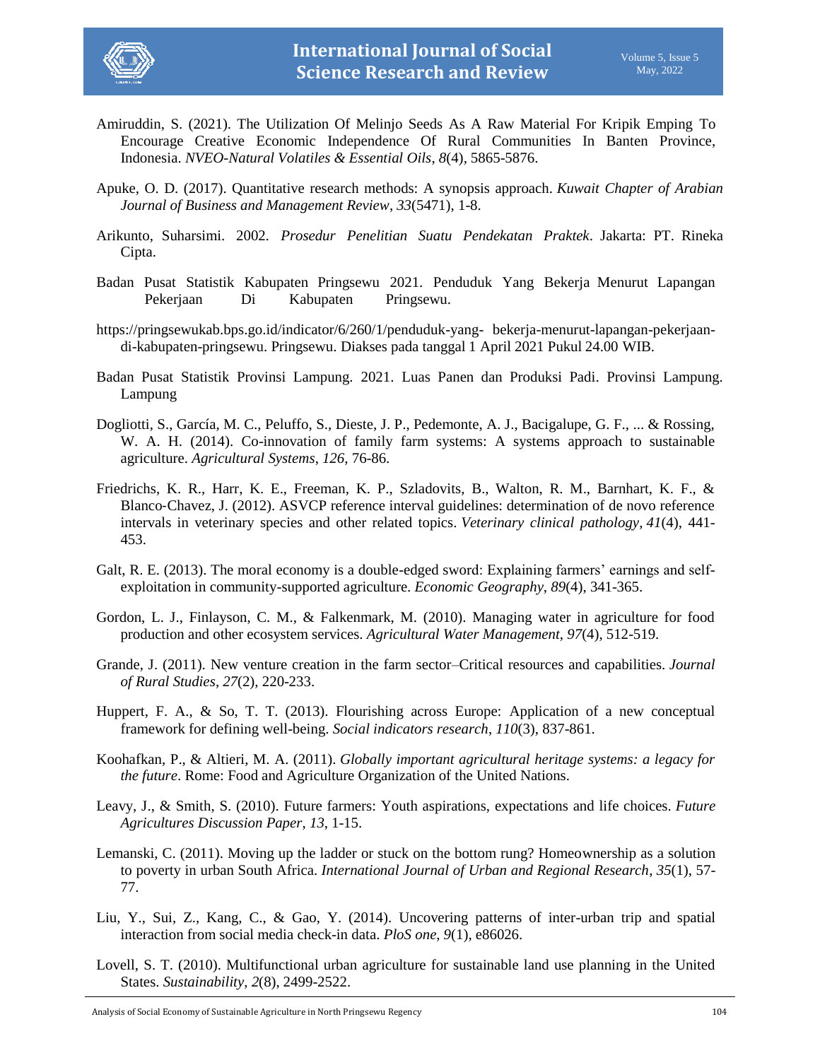Amiruddin, S. (2021). The Utilization Of Melinjo Seeds As A Raw Material For Kripik Emping To Encourage Creative Economic Independence Of Rural Communities In Banten Province, Indonesia. *NVEO-Natural Volatiles & Essential Oils*, *8*(4), 5865-5876.

Apuke, O. D. (2017). Quantitative research methods: A synopsis approach. *Kuwait Chapter of Arabian Journal of Business and Management Review*, *33*(5471), 1-8.

Arikunto, Suharsimi. 2002. *Prosedur Penelitian Suatu Pendekatan Praktek*. Jakarta: PT. Rineka Cipta.

Badan Pusat Statistik Kabupaten Pringsewu 2021. Penduduk Yang Bekerja Menurut Lapangan Pekerjaan Di Kabupaten Pringsewu.

https://pringsewukab.bps.go.id/indicator/6/260/1/penduduk-yang- bekerja-menurut-lapangan-pekerjaan-di-kabupaten-pringsewu. Pringsewu. Diakses pada tanggal 1 April 2021 Pukul 24.00 WIB.

Badan Pusat Statistik Provinsi Lampung. 2021. Luas Panen dan Produksi Padi. Provinsi Lampung. Lampung

Dogliotti, S., García, M. C., Peluffo, S., Dieste, J. P., Pedemonte, A. J., Bacigalupe, G. F., ... & Rossing, W. A. H. (2014). Co-innovation of family farm systems: A systems approach to sustainable agriculture. *Agricultural Systems*, *126*, 76-86.

Friedrichs, K. R., Harr, K. E., Freeman, K. P., Szladovits, B., Walton, R. M., Barnhart, K. F., & Blanco‐Chavez, J. (2012). ASVCP reference interval guidelines: determination of de novo reference intervals in veterinary species and other related topics. *Veterinary clinical pathology*, *41*(4), 441-453.

Galt, R. E. (2013). The moral economy is a double‐edged sword: Explaining farmers' earnings and self‐exploitation in community‐supported agriculture. *Economic Geography*, *89*(4), 341-365.

Gordon, L. J., Finlayson, C. M., & Falkenmark, M. (2010). Managing water in agriculture for food production and other ecosystem services. *Agricultural Water Management*, *97*(4), 512-519.

Grande, J. (2011). New venture creation in the farm sector–Critical resources and capabilities. *Journal of Rural Studies*, *27*(2), 220-233.

Huppert, F. A., & So, T. T. (2013). Flourishing across Europe: Application of a new conceptual framework for defining well-being. *Social indicators research*, *110*(3), 837-861.

Koohafkan, P., & Altieri, M. A. (2011). *Globally important agricultural heritage systems: a legacy for the future*. Rome: Food and Agriculture Organization of the United Nations.

Leavy, J., & Smith, S. (2010). Future farmers: Youth aspirations, expectations and life choices. *Future Agricultures Discussion Paper*, *13*, 1-15.

Lemanski, C. (2011). Moving up the ladder or stuck on the bottom rung? Homeownership as a solution to poverty in urban South Africa. *International Journal of Urban and Regional Research*, *35*(1), 57-77.

Liu, Y., Sui, Z., Kang, C., & Gao, Y. (2014). Uncovering patterns of inter-urban trip and spatial interaction from social media check-in data. *PloS one*, *9*(1), e86026.

Lovell, S. T. (2010). Multifunctional urban agriculture for sustainable land use planning in the United States. *Sustainability*, *2*(8), 2499-2522.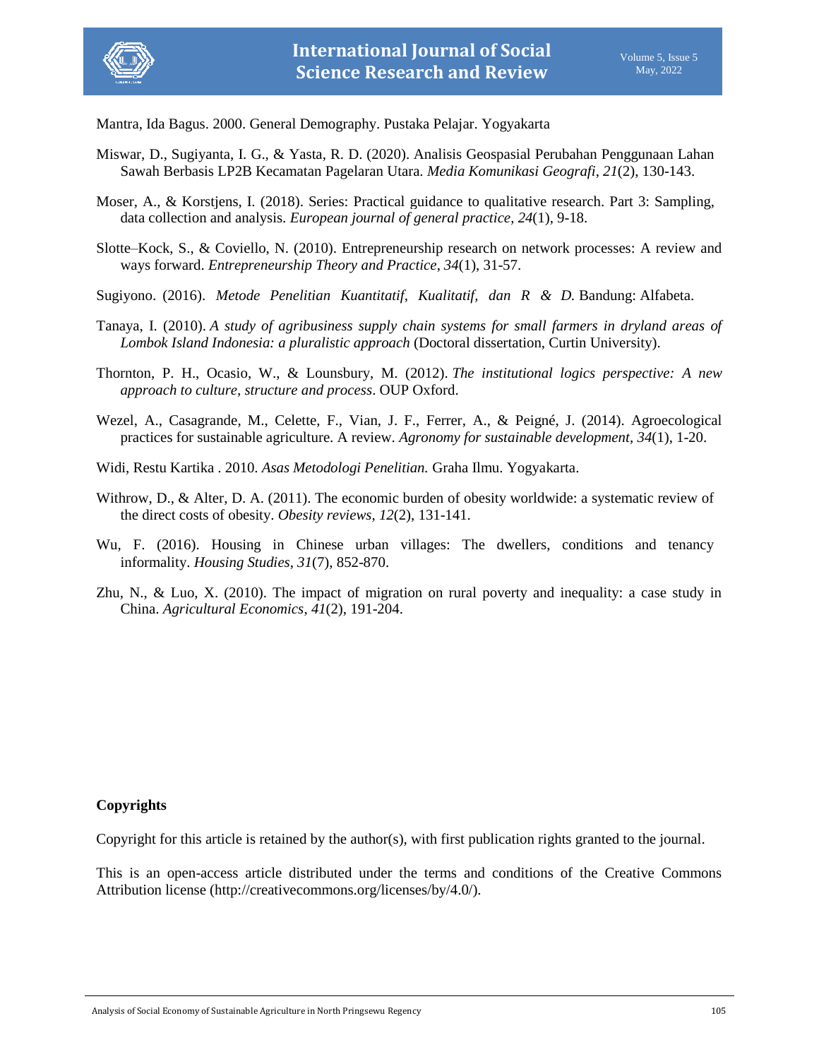Mantra, Ida Bagus. 2000. General Demography. Pustaka Pelajar. Yogyakarta

Miswar, D., Sugiyanta, I. G., & Yasta, R. D. (2020). Analisis Geospasial Perubahan Penggunaan Lahan Sawah Berbasis LP2B Kecamatan Pagelaran Utara. *Media Komunikasi Geografi*, *21*(2), 130-143.

Moser, A., & Korstjens, I. (2018). Series: Practical guidance to qualitative research. Part 3: Sampling, data collection and analysis. *European journal of general practice*, *24*(1), 9-18.

Slotte–Kock, S., & Coviello, N. (2010). Entrepreneurship research on network processes: A review and ways forward. *Entrepreneurship Theory and Practice*, *34*(1), 31-57.

Sugiyono. (2016). *Metode Penelitian Kuantitatif, Kualitatif, dan R & D.* Bandung: Alfabeta.

Tanaya, I. (2010). *A study of agribusiness supply chain systems for small farmers in dryland areas of Lombok Island Indonesia: a pluralistic approach* (Doctoral dissertation, Curtin University).

Thornton, P. H., Ocasio, W., & Lounsbury, M. (2012). *The institutional logics perspective: A new approach to culture, structure and process*. OUP Oxford.

Wezel, A., Casagrande, M., Celette, F., Vian, J. F., Ferrer, A., & Peigné, J. (2014). Agroecological practices for sustainable agriculture. A review. *Agronomy for sustainable development*, *34*(1), 1-20.

Widi, Restu Kartika . 2010. *Asas Metodologi Penelitian.* Graha Ilmu. Yogyakarta.

Withrow, D., & Alter, D. A. (2011). The economic burden of obesity worldwide: a systematic review of the direct costs of obesity. *Obesity reviews*, *12*(2), 131-141.

Wu, F. (2016). Housing in Chinese urban villages: The dwellers, conditions and tenancy informality. *Housing Studies*, *31*(7), 852-870.

Zhu, N., & Luo, X. (2010). The impact of migration on rural poverty and inequality: a case study in China. *Agricultural Economics*, *41*(2), 191-204.

**Copyrights**

Copyright for this article is retained by the author(s), with first publication rights granted to the journal.

This is an open-access article distributed under the terms and conditions of the Creative Commons Attribution license (http://creativecommons.org/licenses/by/4.0/).